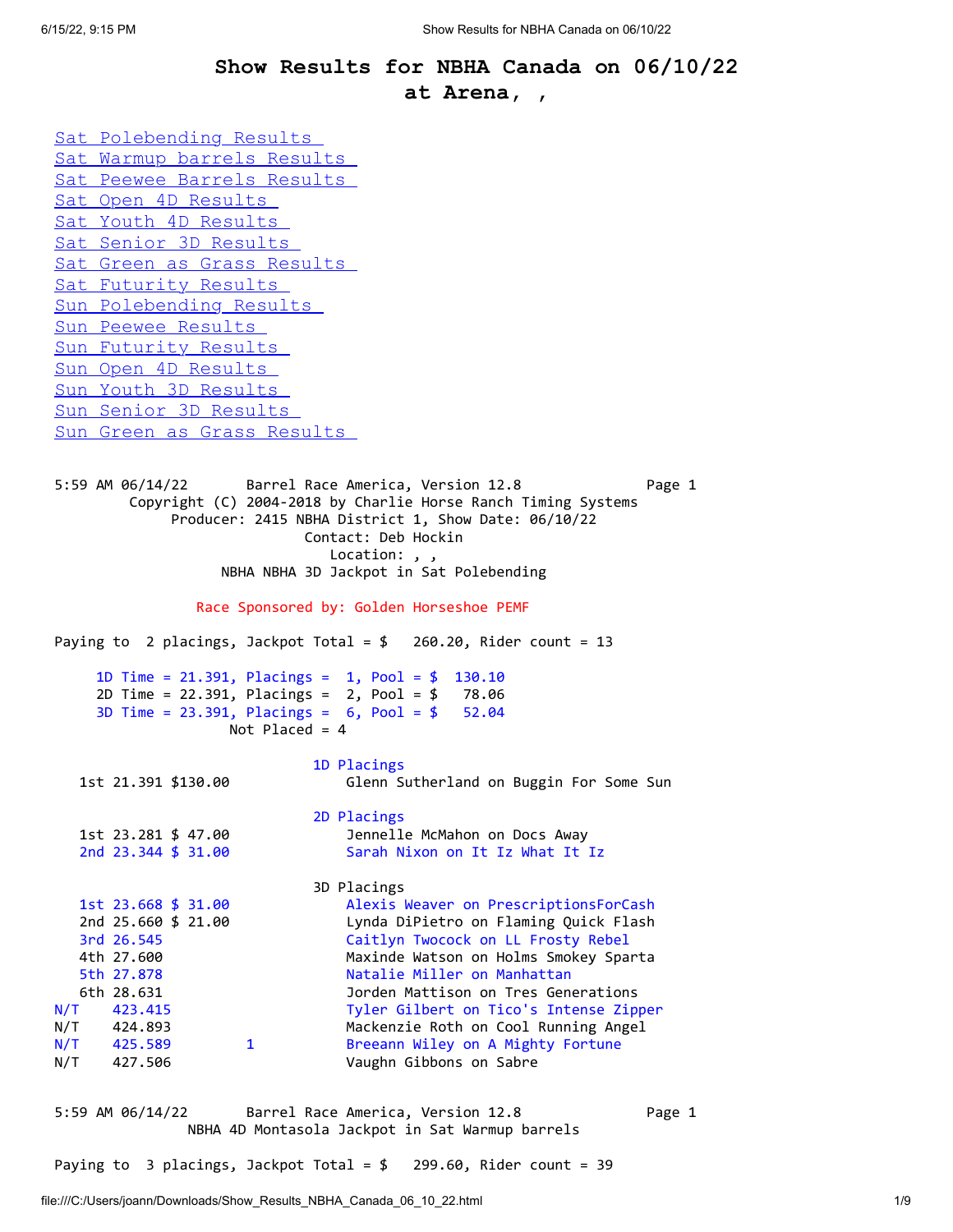# Show Results for NBHA Canada on 06/10/22
## at Arena, ,

- Sat Polebending Results
- Sat Warmup barrels Results
- Sat Peewee Barrels Results
- Sat Open 4D Results
- Sat Youth 4D Results
- Sat Senior 3D Results
- Sat Green as Grass Results
- Sat Futurity Results
- Sun Polebending Results
- Sun Peewee Results
- Sun Futurity Results
- Sun Open 4D Results
- Sun Youth 3D Results
- Sun Senior 3D Results
- Sun Green as Grass Results

```
5:59 AM 06/14/22       Barrel Race America, Version 12.8              Page 1
         Copyright (C) 2004-2018 by Charlie Horse Ranch Timing Systems
              Producer: 2415 NBHA District 1, Show Date: 06/10/22
                              Contact: Deb Hockin
                                 Location: , ,
                     NBHA NBHA 3D Jackpot in Sat Polebending

                 Race Sponsored by: Golden Horseshoe PEMF

Paying to  2 placings, Jackpot Total = $   260.20, Rider count = 13

     1D Time = 21.391, Placings =  1, Pool = $  130.10
     2D Time = 22.391, Placings =  2, Pool = $   78.06
     3D Time = 23.391, Placings =  6, Pool = $   52.04
                     Not Placed = 4

                              1D Placings
   1st 21.391 $130.00             Glenn Sutherland on Buggin For Some Sun

                              2D Placings
   1st 23.281 $ 47.00             Jennelle McMahon on Docs Away
   2nd 23.344 $ 31.00             Sarah Nixon on It Iz What It Iz

                              3D Placings
   1st 23.668 $ 31.00             Alexis Weaver on PrescriptionsForCash
   2nd 25.660 $ 21.00             Lynda DiPietro on Flaming Quick Flash
   3rd 26.545                     Caitlyn Twocock on LL Frosty Rebel
   4th 27.600                     Maxinde Watson on Holms Smokey Sparta
   5th 27.878                     Natalie Miller on Manhattan
   6th 28.631                     Jorden Mattison on Tres Generations
N/T    423.415                    Tyler Gilbert on Tico's Intense Zipper
N/T    424.893                    Mackenzie Roth on Cool Running Angel
N/T    425.589        1           Breeann Wiley on A Mighty Fortune
N/T    427.506                    Vaughn Gibbons on Sabre

5:59 AM 06/14/22       Barrel Race America, Version 12.8              Page 1
               NBHA 4D Montasola Jackpot in Sat Warmup barrels

Paying to  3 placings, Jackpot Total = $   299.60, Rider count = 39
```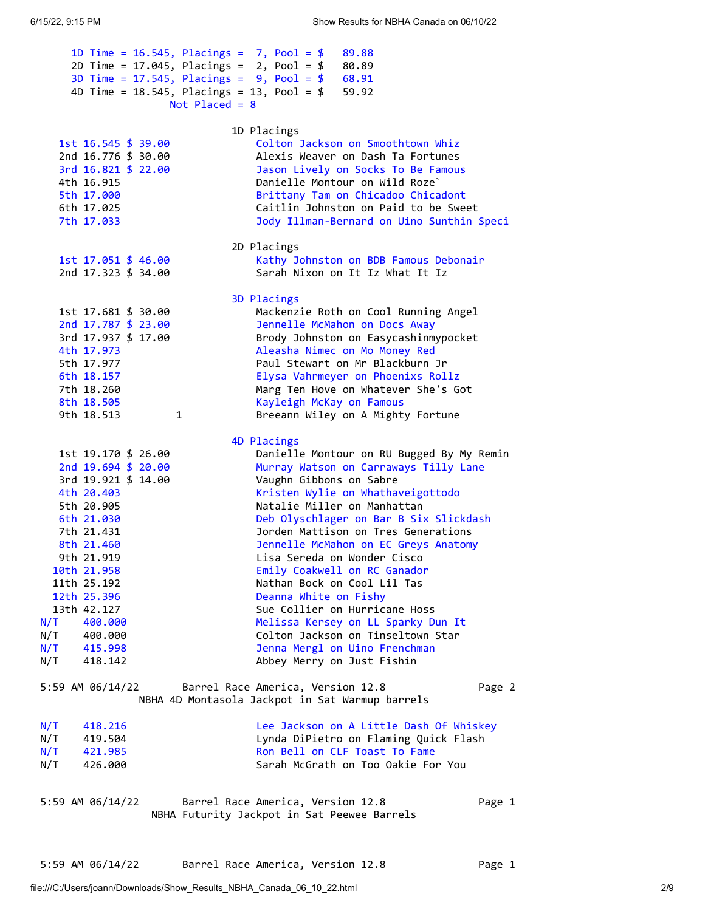| Division | Time | Placings | Pool |
|---|---|---|---|
| 1D | 16.545 | 7 | $ 89.88 |
| 2D | 17.045 | 2 | $ 80.89 |
| 3D | 17.545 | 9 | $ 68.91 |
| 4D | 18.545 | 13 | $ 59.92 |

Not Placed = 8

### 1D Placings

| Place | Time | Payout | Rider / Horse |
|---|---|---|---|
| 1st | 16.545 | $ 39.00 | Colton Jackson on Smoothtown Whiz |
| 2nd | 16.776 | $ 30.00 | Alexis Weaver on Dash Ta Fortunes |
| 3rd | 16.821 | $ 22.00 | Jason Lively on Socks To Be Famous |
| 4th | 16.915 | | Danielle Montour on Wild Roze` |
| 5th | 17.000 | | Brittany Tam on Chicadoo Chicadont |
| 6th | 17.025 | | Caitlin Johnston on Paid to be Sweet |
| 7th | 17.033 | | Jody Illman-Bernard on Uino Sunthin Speci |

### 2D Placings

| Place | Time | Payout | Rider / Horse |
|---|---|---|---|
| 1st | 17.051 | $ 46.00 | Kathy Johnston on BDB Famous Debonair |
| 2nd | 17.323 | $ 34.00 | Sarah Nixon on It Iz What It Iz |

### 3D Placings

| Place | Time | Payout | Rider / Horse |
|---|---|---|---|
| 1st | 17.681 | $ 30.00 | Mackenzie Roth on Cool Running Angel |
| 2nd | 17.787 | $ 23.00 | Jennelle McMahon on Docs Away |
| 3rd | 17.937 | $ 17.00 | Brody Johnston on Easycashinmypocket |
| 4th | 17.973 | | Aleasha Nimec on Mo Money Red |
| 5th | 17.977 | | Paul Stewart on Mr Blackburn Jr |
| 6th | 18.157 | | Elysa Vahrmeyer on Phoenixs Rollz |
| 7th | 18.260 | | Marg Ten Hove on Whatever She's Got |
| 8th | 18.505 | | Kayleigh McKay on Famous |
| 9th | 18.513 | 1 | Breeann Wiley on A Mighty Fortune |

### 4D Placings

| Place | Time | Payout | Rider / Horse |
|---|---|---|---|
| 1st | 19.170 | $ 26.00 | Danielle Montour on RU Bugged By My Remin |
| 2nd | 19.694 | $ 20.00 | Murray Watson on Carraways Tilly Lane |
| 3rd | 19.921 | $ 14.00 | Vaughn Gibbons on Sabre |
| 4th | 20.403 | | Kristen Wylie on Whathaveigottodo |
| 5th | 20.905 | | Natalie Miller on Manhattan |
| 6th | 21.030 | | Deb Olyschlager on Bar B Six Slickdash |
| 7th | 21.431 | | Jorden Mattison on Tres Generations |
| 8th | 21.460 | | Jennelle McMahon on EC Greys Anatomy |
| 9th | 21.919 | | Lisa Sereda on Wonder Cisco |
| 10th | 21.958 | | Emily Coakwell on RC Ganador |
| 11th | 25.192 | | Nathan Bock on Cool Lil Tas |
| 12th | 25.396 | | Deanna White on Fishy |
| 13th | 42.127 | | Sue Collier on Hurricane Hoss |
| N/T | 400.000 | | Melissa Kersey on LL Sparky Dun It |
| N/T | 400.000 | | Colton Jackson on Tinseltown Star |
| N/T | 415.998 | | Jenna Mergl on Uino Frenchman |
| N/T | 418.142 | | Abbey Merry on Just Fishin |

5:59 AM 06/14/22 Barrel Race America, Version 12.8 Page 2

NBHA 4D Montasola Jackpot in Sat Warmup barrels

| Place | Time | Rider / Horse |
|---|---|---|
| N/T | 418.216 | Lee Jackson on A Little Dash Of Whiskey |
| N/T | 419.504 | Lynda DiPietro on Flaming Quick Flash |
| N/T | 421.985 | Ron Bell on CLF Toast To Fame |
| N/T | 426.000 | Sarah McGrath on Too Oakie For You |

5:59 AM 06/14/22 Barrel Race America, Version 12.8 Page 1

NBHA Futurity Jackpot in Sat Peewee Barrels

5:59 AM 06/14/22 Barrel Race America, Version 12.8 Page 1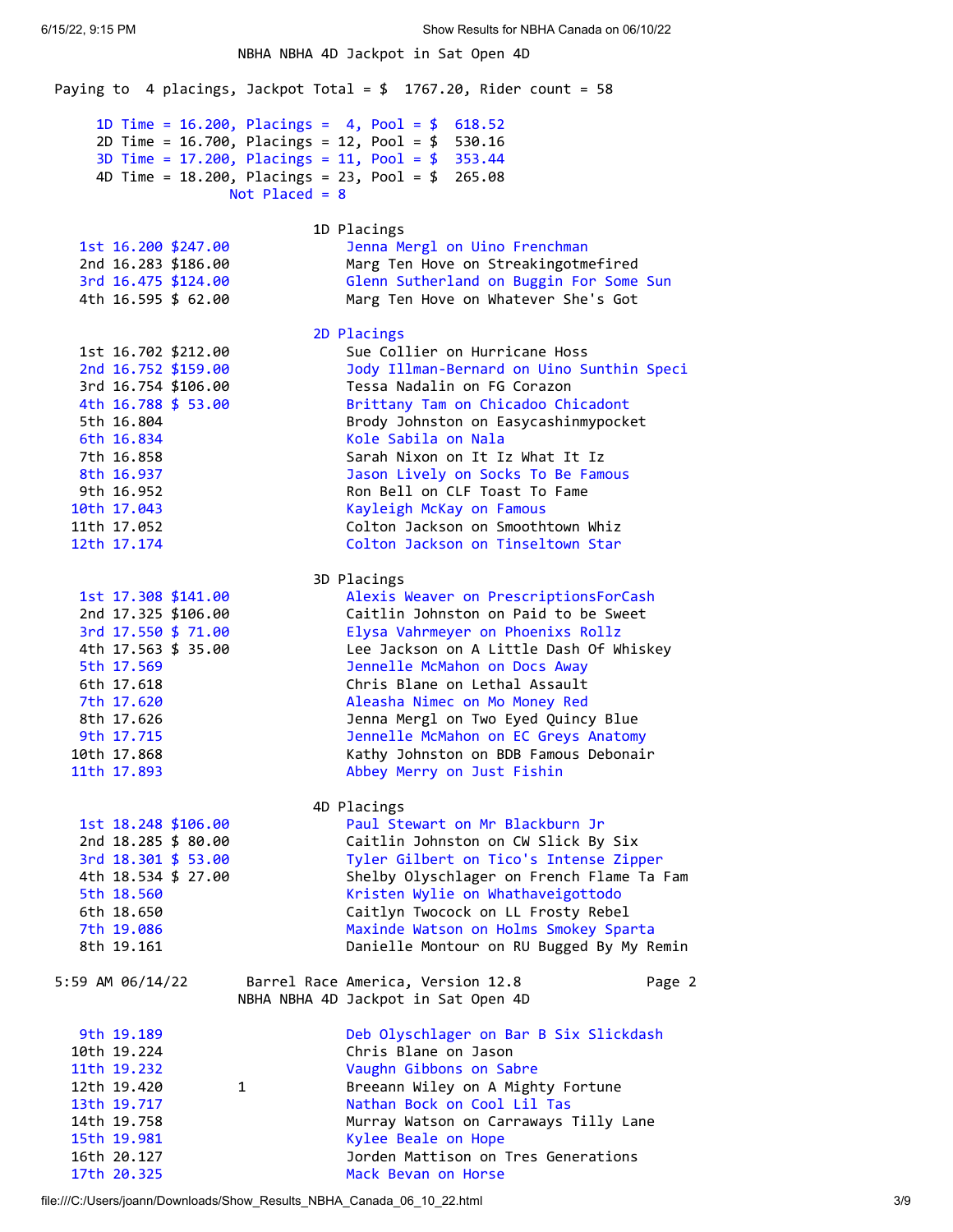NBHA NBHA 4D Jackpot in Sat Open 4D

Paying to 4 placings, Jackpot Total = $ 1767.20, Rider count = 58

1D Time = 16.200, Placings = 4, Pool = $ 618.52
2D Time = 16.700, Placings = 12, Pool = $ 530.16
3D Time = 17.200, Placings = 11, Pool = $ 353.44
4D Time = 18.200, Placings = 23, Pool = $ 265.08
Not Placed = 8

## 1D Placings

| Place | Time | Payout | Rider |
|---|---|---|---|
| 1st | 16.200 | $247.00 | Jenna Mergl on Uino Frenchman |
| 2nd | 16.283 | $186.00 | Marg Ten Hove on Streakingotmefired |
| 3rd | 16.475 | $124.00 | Glenn Sutherland on Buggin For Some Sun |
| 4th | 16.595 | $ 62.00 | Marg Ten Hove on Whatever She's Got |

## 2D Placings

| Place | Time | Payout | Rider |
|---|---|---|---|
| 1st | 16.702 | $212.00 | Sue Collier on Hurricane Hoss |
| 2nd | 16.752 | $159.00 | Jody Illman-Bernard on Uino Sunthin Speci |
| 3rd | 16.754 | $106.00 | Tessa Nadalin on FG Corazon |
| 4th | 16.788 | $ 53.00 | Brittany Tam on Chicadoo Chicadont |
| 5th | 16.804 | | Brody Johnston on Easycashinmypocket |
| 6th | 16.834 | | Kole Sabila on Nala |
| 7th | 16.858 | | Sarah Nixon on It Iz What It Iz |
| 8th | 16.937 | | Jason Lively on Socks To Be Famous |
| 9th | 16.952 | | Ron Bell on CLF Toast To Fame |
| 10th | 17.043 | | Kayleigh McKay on Famous |
| 11th | 17.052 | | Colton Jackson on Smoothtown Whiz |
| 12th | 17.174 | | Colton Jackson on Tinseltown Star |

## 3D Placings

| Place | Time | Payout | Rider |
|---|---|---|---|
| 1st | 17.308 | $141.00 | Alexis Weaver on PrescriptionsForCash |
| 2nd | 17.325 | $106.00 | Caitlin Johnston on Paid to be Sweet |
| 3rd | 17.550 | $ 71.00 | Elysa Vahrmeyer on Phoenixs Rollz |
| 4th | 17.563 | $ 35.00 | Lee Jackson on A Little Dash Of Whiskey |
| 5th | 17.569 | | Jennelle McMahon on Docs Away |
| 6th | 17.618 | | Chris Blane on Lethal Assault |
| 7th | 17.620 | | Aleasha Nimec on Mo Money Red |
| 8th | 17.626 | | Jenna Mergl on Two Eyed Quincy Blue |
| 9th | 17.715 | | Jennelle McMahon on EC Greys Anatomy |
| 10th | 17.868 | | Kathy Johnston on BDB Famous Debonair |
| 11th | 17.893 | | Abbey Merry on Just Fishin |

## 4D Placings

| Place | Time | Payout | Rider |
|---|---|---|---|
| 1st | 18.248 | $106.00 | Paul Stewart on Mr Blackburn Jr |
| 2nd | 18.285 | $ 80.00 | Caitlin Johnston on CW Slick By Six |
| 3rd | 18.301 | $ 53.00 | Tyler Gilbert on Tico's Intense Zipper |
| 4th | 18.534 | $ 27.00 | Shelby Olyschlager on French Flame Ta Fam |
| 5th | 18.560 | | Kristen Wylie on Whathaveigottodo |
| 6th | 18.650 | | Caitlyn Twocock on LL Frosty Rebel |
| 7th | 19.086 | | Maxinde Watson on Holms Smokey Sparta |
| 8th | 19.161 | | Danielle Montour on RU Bugged By My Remin |
| 9th | 19.189 | | Deb Olyschlager on Bar B Six Slickdash |
| 10th | 19.224 | | Chris Blane on Jason |
| 11th | 19.232 | | Vaughn Gibbons on Sabre |
| 12th | 19.420 | 1 | Breeann Wiley on A Mighty Fortune |
| 13th | 19.717 | | Nathan Bock on Cool Lil Tas |
| 14th | 19.758 | | Murray Watson on Carraways Tilly Lane |
| 15th | 19.981 | | Kylee Beale on Hope |
| 16th | 20.127 | | Jorden Mattison on Tres Generations |
| 17th | 20.325 | | Mack Bevan on Horse |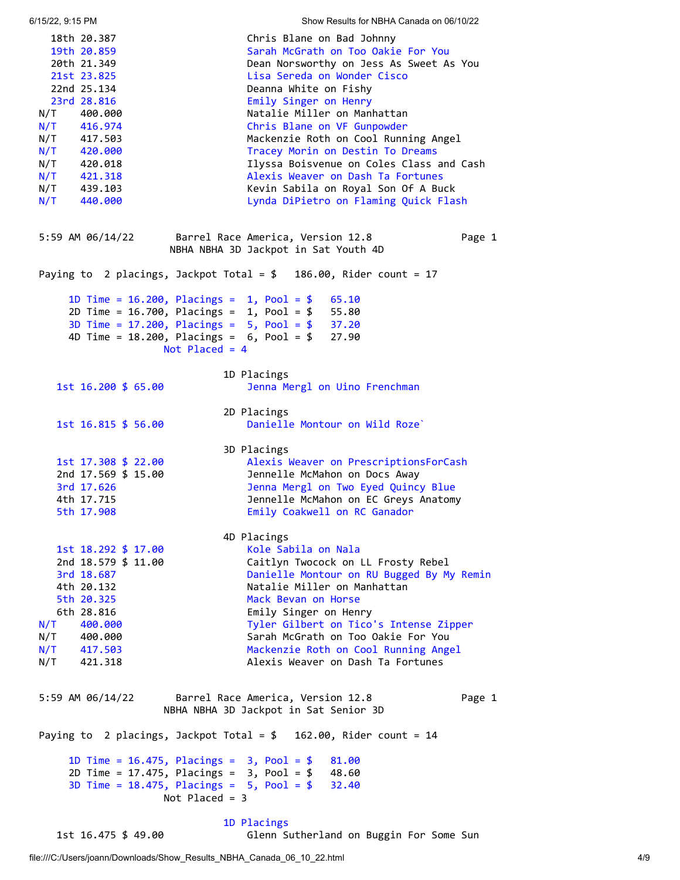| | |
|---|---|
| 18th 20.387 | Chris Blane on Bad Johnny |
| 19th 20.859 | Sarah McGrath on Too Oakie For You |
| 20th 21.349 | Dean Norsworthy on Jess As Sweet As You |
| 21st 23.825 | Lisa Sereda on Wonder Cisco |
| 22nd 25.134 | Deanna White on Fishy |
| 23rd 28.816 | Emily Singer on Henry |
| N/T 400.000 | Natalie Miller on Manhattan |
| N/T 416.974 | Chris Blane on VF Gunpowder |
| N/T 417.503 | Mackenzie Roth on Cool Running Angel |
| N/T 420.000 | Tracey Morin on Destin To Dreams |
| N/T 420.018 | Ilyssa Boisvenue on Coles Class and Cash |
| N/T 421.318 | Alexis Weaver on Dash Ta Fortunes |
| N/T 439.103 | Kevin Sabila on Royal Son Of A Buck |
| N/T 440.000 | Lynda DiPietro on Flaming Quick Flash |

5:59 AM 06/14/22 Barrel Race America, Version 12.8 Page 1

## NBHA NBHA 3D Jackpot in Sat Youth 4D

Paying to 2 placings, Jackpot Total = $ 186.00, Rider count = 17

```
1D Time = 16.200, Placings =  1, Pool = $   65.10
2D Time = 16.700, Placings =  1, Pool = $   55.80
3D Time = 17.200, Placings =  5, Pool = $   37.20
4D Time = 18.200, Placings =  6, Pool = $   27.90
                Not Placed = 4
```

### 1D Placings

| | |
|---|---|
| 1st 16.200 $ 65.00 | Jenna Mergl on Uino Frenchman |

### 2D Placings

| | |
|---|---|
| 1st 16.815 $ 56.00 | Danielle Montour on Wild Roze` |

### 3D Placings

| | |
|---|---|
| 1st 17.308 $ 22.00 | Alexis Weaver on PrescriptionsForCash |
| 2nd 17.569 $ 15.00 | Jennelle McMahon on Docs Away |
| 3rd 17.626 | Jenna Mergl on Two Eyed Quincy Blue |
| 4th 17.715 | Jennelle McMahon on EC Greys Anatomy |
| 5th 17.908 | Emily Coakwell on RC Ganador |

### 4D Placings

| | |
|---|---|
| 1st 18.292 $ 17.00 | Kole Sabila on Nala |
| 2nd 18.579 $ 11.00 | Caitlyn Twocock on LL Frosty Rebel |
| 3rd 18.687 | Danielle Montour on RU Bugged By My Remin |
| 4th 20.132 | Natalie Miller on Manhattan |
| 5th 20.325 | Mack Bevan on Horse |
| 6th 28.816 | Emily Singer on Henry |
| N/T 400.000 | Tyler Gilbert on Tico's Intense Zipper |
| N/T 400.000 | Sarah McGrath on Too Oakie For You |
| N/T 417.503 | Mackenzie Roth on Cool Running Angel |
| N/T 421.318 | Alexis Weaver on Dash Ta Fortunes |

5:59 AM 06/14/22 Barrel Race America, Version 12.8 Page 1

## NBHA NBHA 3D Jackpot in Sat Senior 3D

Paying to 2 placings, Jackpot Total = $ 162.00, Rider count = 14

```
1D Time = 16.475, Placings =  3, Pool = $   81.00
2D Time = 17.475, Placings =  3, Pool = $   48.60
3D Time = 18.475, Placings =  5, Pool = $   32.40
                Not Placed = 3
```

### 1D Placings

| | |
|---|---|
| 1st 16.475 $ 49.00 | Glenn Sutherland on Buggin For Some Sun |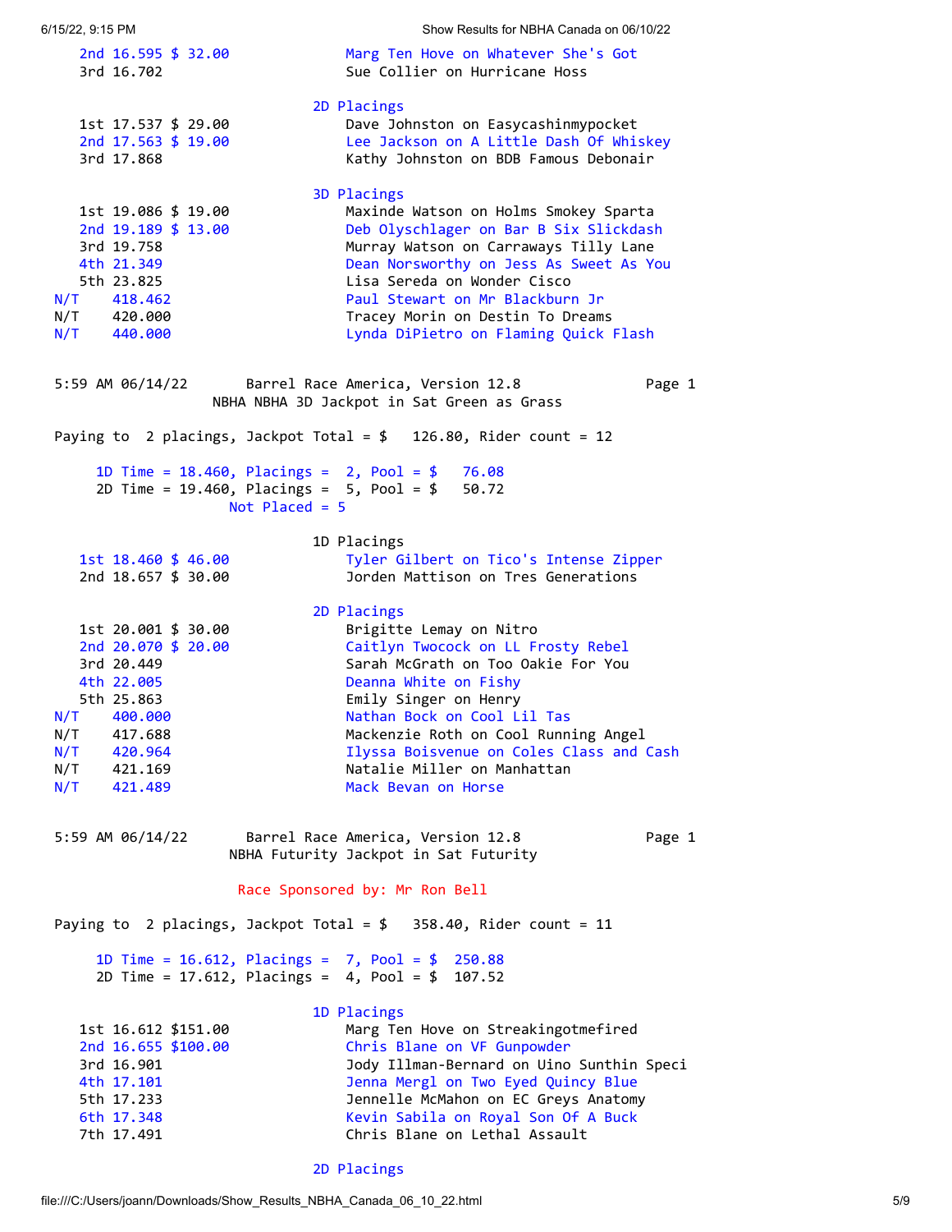```
    2nd 16.595 $ 32.00            Marg Ten Hove on Whatever She's Got
    3rd 16.702                    Sue Collier on Hurricane Hoss

                              2D Placings
    1st 17.537 $ 29.00            Dave Johnston on Easycashinmypocket
    2nd 17.563 $ 19.00            Lee Jackson on A Little Dash Of Whiskey
    3rd 17.868                    Kathy Johnston on BDB Famous Debonair

                              3D Placings
    1st 19.086 $ 19.00            Maxinde Watson on Holms Smokey Sparta
    2nd 19.189 $ 13.00            Deb Olyschlager on Bar B Six Slickdash
    3rd 19.758                    Murray Watson on Carraways Tilly Lane
    4th 21.349                    Dean Norsworthy on Jess As Sweet As You
    5th 23.825                    Lisa Sereda on Wonder Cisco
N/T    418.462                    Paul Stewart on Mr Blackburn Jr
N/T    420.000                    Tracey Morin on Destin To Dreams
N/T    440.000                    Lynda DiPietro on Flaming Quick Flash


5:59 AM 06/14/22       Barrel Race America, Version 12.8             Page 1
                 NBHA NBHA 3D Jackpot in Sat Green as Grass

Paying to  2 placings, Jackpot Total = $   126.80, Rider count = 12

     1D Time = 18.460, Placings =  2, Pool = $   76.08
     2D Time = 19.460, Placings =  5, Pool = $   50.72
                    Not Placed = 5

                              1D Placings
    1st 18.460 $ 46.00            Tyler Gilbert on Tico's Intense Zipper
    2nd 18.657 $ 30.00            Jorden Mattison on Tres Generations

                              2D Placings
    1st 20.001 $ 30.00            Brigitte Lemay on Nitro
    2nd 20.070 $ 20.00            Caitlyn Twocock on LL Frosty Rebel
    3rd 20.449                    Sarah McGrath on Too Oakie For You
    4th 22.005                    Deanna White on Fishy
    5th 25.863                    Emily Singer on Henry
N/T    400.000                    Nathan Bock on Cool Lil Tas
N/T    417.688                    Mackenzie Roth on Cool Running Angel
N/T    420.964                    Ilyssa Boisvenue on Coles Class and Cash
N/T    421.169                    Natalie Miller on Manhattan
N/T    421.489                    Mack Bevan on Horse


5:59 AM 06/14/22       Barrel Race America, Version 12.8             Page 1
                   NBHA Futurity Jackpot in Sat Futurity

                      Race Sponsored by: Mr Ron Bell

Paying to  2 placings, Jackpot Total = $   358.40, Rider count = 11

     1D Time = 16.612, Placings =  7, Pool = $  250.88
     2D Time = 17.612, Placings =  4, Pool = $  107.52

                              1D Placings
    1st 16.612 $151.00            Marg Ten Hove on Streakingotmefired
    2nd 16.655 $100.00            Chris Blane on VF Gunpowder
    3rd 16.901                    Jody Illman-Bernard on Uino Sunthin Speci
    4th 17.101                    Jenna Mergl on Two Eyed Quincy Blue
    5th 17.233                    Jennelle McMahon on EC Greys Anatomy
    6th 17.348                    Kevin Sabila on Royal Son Of A Buck
    7th 17.491                    Chris Blane on Lethal Assault

                              2D Placings
```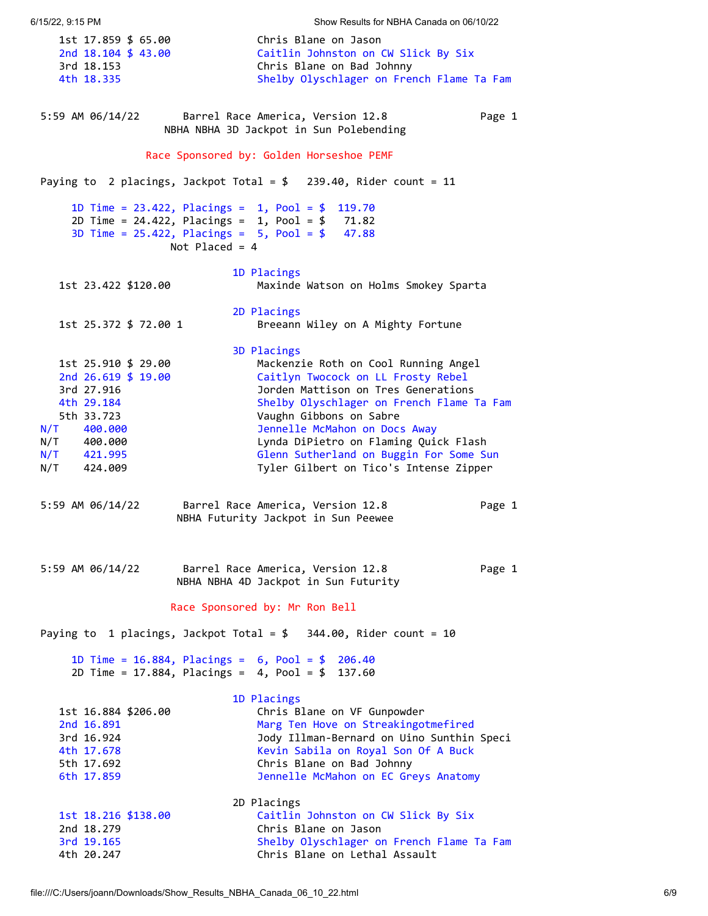| Place | Time | Payout | Rider |
|---|---|---|---|
| 1st | 17.859 | $ 65.00 | Chris Blane on Jason |
| 2nd | 18.104 | $ 43.00 | Caitlin Johnston on CW Slick By Six |
| 3rd | 18.153 | | Chris Blane on Bad Johnny |
| 4th | 18.335 | | Shelby Olyschlager on French Flame Ta Fam |

5:59 AM 06/14/22 Barrel Race America, Version 12.8 Page 1

## NBHA NBHA 3D Jackpot in Sun Polebending

Race Sponsored by: Golden Horseshoe PEMF

Paying to 2 placings, Jackpot Total = $ 239.40, Rider count = 11

1D Time = 23.422, Placings = 1, Pool = $ 119.70
2D Time = 24.422, Placings = 1, Pool = $ 71.82
3D Time = 25.422, Placings = 5, Pool = $ 47.88
Not Placed = 4

### 1D Placings

| Place | Time | Payout | Rider |
|---|---|---|---|
| 1st | 23.422 | $120.00 | Maxinde Watson on Holms Smokey Sparta |

### 2D Placings

| Place | Time | Payout | Rider |
|---|---|---|---|
| 1st | 25.372 | $ 72.00 1 | Breeann Wiley on A Mighty Fortune |

### 3D Placings

| Place | Time | Payout | Rider |
|---|---|---|---|
| 1st | 25.910 | $ 29.00 | Mackenzie Roth on Cool Running Angel |
| 2nd | 26.619 | $ 19.00 | Caitlyn Twocock on LL Frosty Rebel |
| 3rd | 27.916 | | Jorden Mattison on Tres Generations |
| 4th | 29.184 | | Shelby Olyschlager on French Flame Ta Fam |
| 5th | 33.723 | | Vaughn Gibbons on Sabre |
| N/T | 400.000 | | Jennelle McMahon on Docs Away |
| N/T | 400.000 | | Lynda DiPietro on Flaming Quick Flash |
| N/T | 421.995 | | Glenn Sutherland on Buggin For Some Sun |
| N/T | 424.009 | | Tyler Gilbert on Tico's Intense Zipper |

5:59 AM 06/14/22 Barrel Race America, Version 12.8 Page 1

## NBHA Futurity Jackpot in Sun Peewee

5:59 AM 06/14/22 Barrel Race America, Version 12.8 Page 1

## NBHA NBHA 4D Jackpot in Sun Futurity

Race Sponsored by: Mr Ron Bell

Paying to 1 placings, Jackpot Total = $ 344.00, Rider count = 10

1D Time = 16.884, Placings = 6, Pool = $ 206.40
2D Time = 17.884, Placings = 4, Pool = $ 137.60

### 1D Placings

| Place | Time | Payout | Rider |
|---|---|---|---|
| 1st | 16.884 | $206.00 | Chris Blane on VF Gunpowder |
| 2nd | 16.891 | | Marg Ten Hove on Streakingotmefired |
| 3rd | 16.924 | | Jody Illman-Bernard on Uino Sunthin Speci |
| 4th | 17.678 | | Kevin Sabila on Royal Son Of A Buck |
| 5th | 17.692 | | Chris Blane on Bad Johnny |
| 6th | 17.859 | | Jennelle McMahon on EC Greys Anatomy |

### 2D Placings

| Place | Time | Payout | Rider |
|---|---|---|---|
| 1st | 18.216 | $138.00 | Caitlin Johnston on CW Slick By Six |
| 2nd | 18.279 | | Chris Blane on Jason |
| 3rd | 19.165 | | Shelby Olyschlager on French Flame Ta Fam |
| 4th | 20.247 | | Chris Blane on Lethal Assault |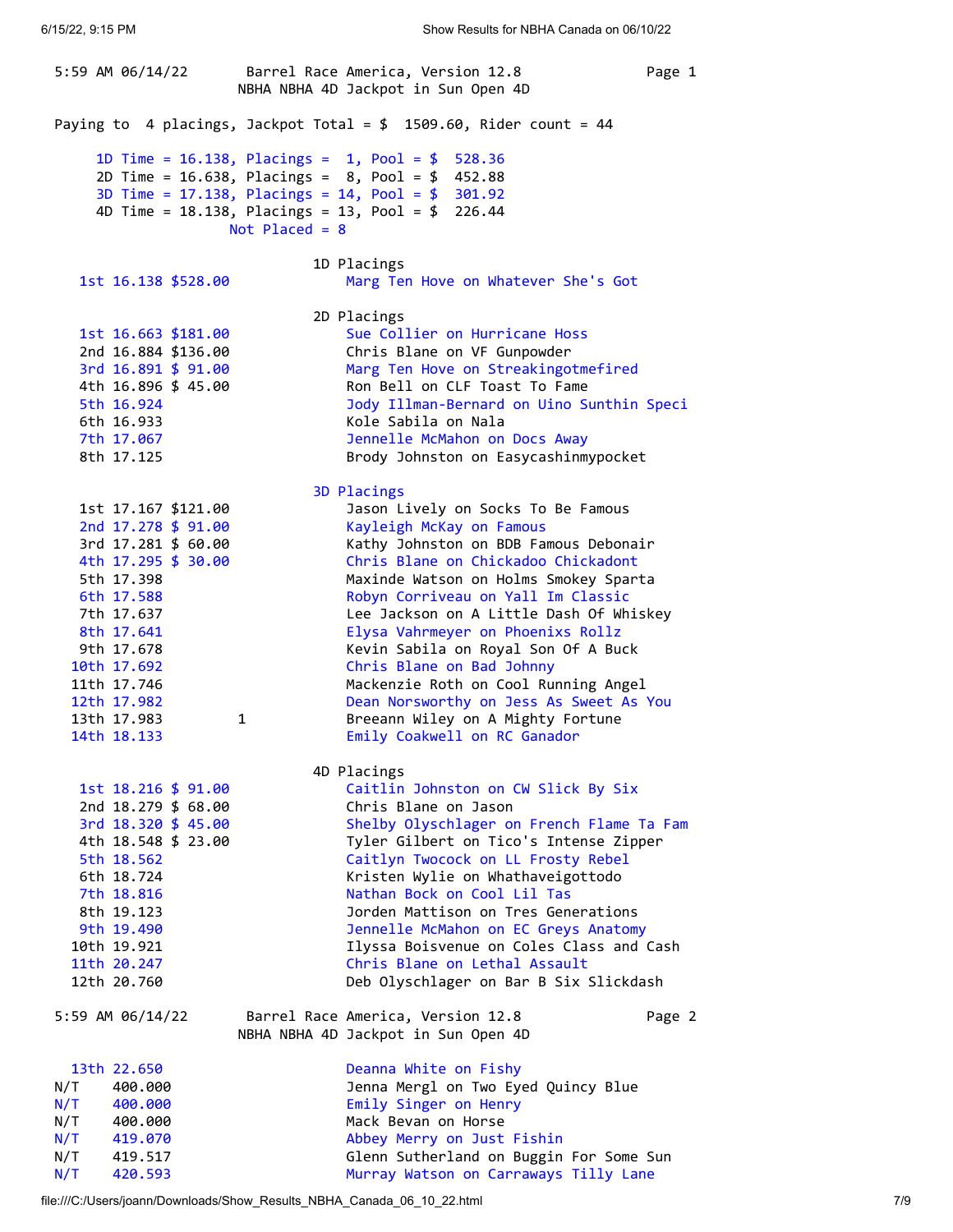5:59 AM 06/14/22 Barrel Race America, Version 12.8 Page 1
NBHA NBHA 4D Jackpot in Sun Open 4D

Paying to 4 placings, Jackpot Total = $ 1509.60, Rider count = 44

1D Time = 16.138, Placings = 1, Pool = $ 528.36
2D Time = 16.638, Placings = 8, Pool = $ 452.88
3D Time = 17.138, Placings = 14, Pool = $ 301.92
4D Time = 18.138, Placings = 13, Pool = $ 226.44
Not Placed = 8

**1D Placings**

| Place | Time | Payout | Rider / Horse |
|---|---|---|---|
| 1st | 16.138 | $528.00 | Marg Ten Hove on Whatever She's Got |

**2D Placings**

| Place | Time | Payout | Rider / Horse |
|---|---|---|---|
| 1st | 16.663 | $181.00 | Sue Collier on Hurricane Hoss |
| 2nd | 16.884 | $136.00 | Chris Blane on VF Gunpowder |
| 3rd | 16.891 | $ 91.00 | Marg Ten Hove on Streakingotmefired |
| 4th | 16.896 | $ 45.00 | Ron Bell on CLF Toast To Fame |
| 5th | 16.924 | | Jody Illman-Bernard on Uino Sunthin Speci |
| 6th | 16.933 | | Kole Sabila on Nala |
| 7th | 17.067 | | Jennelle McMahon on Docs Away |
| 8th | 17.125 | | Brody Johnston on Easycashinmypocket |

**3D Placings**

| Place | Time | Payout | Rider / Horse |
|---|---|---|---|
| 1st | 17.167 | $121.00 | Jason Lively on Socks To Be Famous |
| 2nd | 17.278 | $ 91.00 | Kayleigh McKay on Famous |
| 3rd | 17.281 | $ 60.00 | Kathy Johnston on BDB Famous Debonair |
| 4th | 17.295 | $ 30.00 | Chris Blane on Chickadoo Chickadont |
| 5th | 17.398 | | Maxinde Watson on Holms Smokey Sparta |
| 6th | 17.588 | | Robyn Corriveau on Yall Im Classic |
| 7th | 17.637 | | Lee Jackson on A Little Dash Of Whiskey |
| 8th | 17.641 | | Elysa Vahrmeyer on Phoenixs Rollz |
| 9th | 17.678 | | Kevin Sabila on Royal Son Of A Buck |
| 10th | 17.692 | | Chris Blane on Bad Johnny |
| 11th | 17.746 | | Mackenzie Roth on Cool Running Angel |
| 12th | 17.982 | | Dean Norsworthy on Jess As Sweet As You |
| 13th | 17.983 | 1 | Breeann Wiley on A Mighty Fortune |
| 14th | 18.133 | | Emily Coakwell on RC Ganador |

**4D Placings**

| Place | Time | Payout | Rider / Horse |
|---|---|---|---|
| 1st | 18.216 | $ 91.00 | Caitlin Johnston on CW Slick By Six |
| 2nd | 18.279 | $ 68.00 | Chris Blane on Jason |
| 3rd | 18.320 | $ 45.00 | Shelby Olyschlager on French Flame Ta Fam |
| 4th | 18.548 | $ 23.00 | Tyler Gilbert on Tico's Intense Zipper |
| 5th | 18.562 | | Caitlyn Twocock on LL Frosty Rebel |
| 6th | 18.724 | | Kristen Wylie on Whathaveigottodo |
| 7th | 18.816 | | Nathan Bock on Cool Lil Tas |
| 8th | 19.123 | | Jorden Mattison on Tres Generations |
| 9th | 19.490 | | Jennelle McMahon on EC Greys Anatomy |
| 10th | 19.921 | | Ilyssa Boisvenue on Coles Class and Cash |
| 11th | 20.247 | | Chris Blane on Lethal Assault |
| 12th | 20.760 | | Deb Olyschlager on Bar B Six Slickdash |

5:59 AM 06/14/22 Barrel Race America, Version 12.8 Page 2
NBHA NBHA 4D Jackpot in Sun Open 4D

| Place | Time | Payout | Rider / Horse |
|---|---|---|---|
| 13th | 22.650 | | Deanna White on Fishy |
| N/T | 400.000 | | Jenna Mergl on Two Eyed Quincy Blue |
| N/T | 400.000 | | Emily Singer on Henry |
| N/T | 400.000 | | Mack Bevan on Horse |
| N/T | 419.070 | | Abbey Merry on Just Fishin |
| N/T | 419.517 | | Glenn Sutherland on Buggin For Some Sun |
| N/T | 420.593 | | Murray Watson on Carraways Tilly Lane |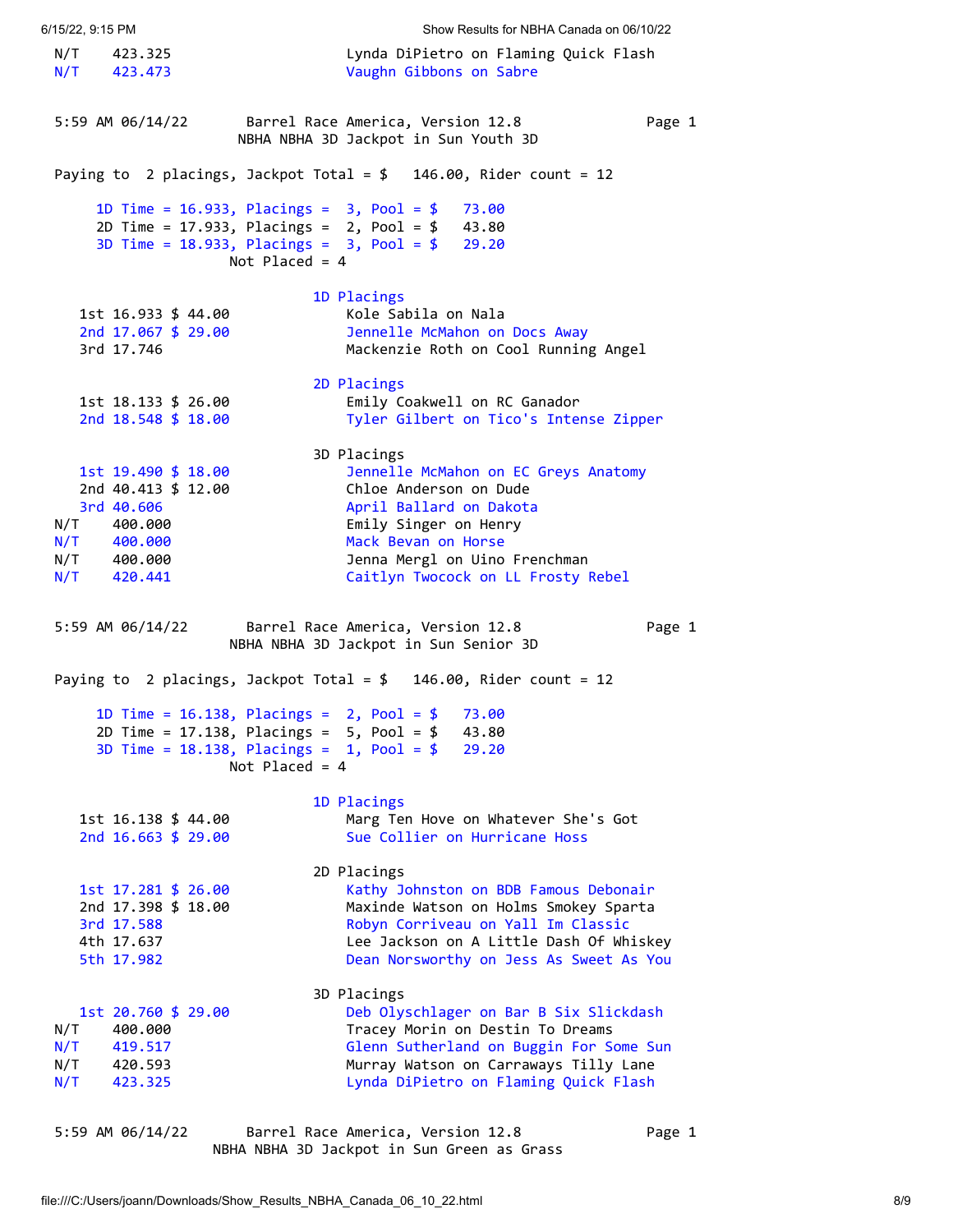N/T 423.325 Lynda DiPietro on Flaming Quick Flash
N/T 423.473 Vaughn Gibbons on Sabre

```
5:59 AM 06/14/22       Barrel Race America, Version 12.8              Page 1
                      NBHA NBHA 3D Jackpot in Sun Youth 3D

Paying to  2 placings, Jackpot Total = $   146.00, Rider count = 12

    1D Time = 16.933, Placings =  3, Pool = $   73.00
    2D Time = 17.933, Placings =  2, Pool = $   43.80
    3D Time = 18.933, Placings =  3, Pool = $   29.20
                  Not Placed = 4
```

### 1D Placings

| Place | Time | Payout | Rider |
|---|---|---|---|
| 1st | 16.933 | $ 44.00 | Kole Sabila on Nala |
| 2nd | 17.067 | $ 29.00 | Jennelle McMahon on Docs Away |
| 3rd | 17.746 | | Mackenzie Roth on Cool Running Angel |

### 2D Placings

| Place | Time | Payout | Rider |
|---|---|---|---|
| 1st | 18.133 | $ 26.00 | Emily Coakwell on RC Ganador |
| 2nd | 18.548 | $ 18.00 | Tyler Gilbert on Tico's Intense Zipper |

### 3D Placings

| Place | Time | Payout | Rider |
|---|---|---|---|
| 1st | 19.490 | $ 18.00 | Jennelle McMahon on EC Greys Anatomy |
| 2nd | 40.413 | $ 12.00 | Chloe Anderson on Dude |
| 3rd | 40.606 | | April Ballard on Dakota |
| N/T | 400.000 | | Emily Singer on Henry |
| N/T | 400.000 | | Mack Bevan on Horse |
| N/T | 400.000 | | Jenna Mergl on Uino Frenchman |
| N/T | 420.441 | | Caitlyn Twocock on LL Frosty Rebel |

```
5:59 AM 06/14/22       Barrel Race America, Version 12.8              Page 1
                     NBHA NBHA 3D Jackpot in Sun Senior 3D

Paying to  2 placings, Jackpot Total = $   146.00, Rider count = 12

    1D Time = 16.138, Placings =  2, Pool = $   73.00
    2D Time = 17.138, Placings =  5, Pool = $   43.80
    3D Time = 18.138, Placings =  1, Pool = $   29.20
                  Not Placed = 4
```

### 1D Placings

| Place | Time | Payout | Rider |
|---|---|---|---|
| 1st | 16.138 | $ 44.00 | Marg Ten Hove on Whatever She's Got |
| 2nd | 16.663 | $ 29.00 | Sue Collier on Hurricane Hoss |

### 2D Placings

| Place | Time | Payout | Rider |
|---|---|---|---|
| 1st | 17.281 | $ 26.00 | Kathy Johnston on BDB Famous Debonair |
| 2nd | 17.398 | $ 18.00 | Maxinde Watson on Holms Smokey Sparta |
| 3rd | 17.588 | | Robyn Corriveau on Yall Im Classic |
| 4th | 17.637 | | Lee Jackson on A Little Dash Of Whiskey |
| 5th | 17.982 | | Dean Norsworthy on Jess As Sweet As You |

### 3D Placings

| Place | Time | Payout | Rider |
|---|---|---|---|
| 1st | 20.760 | $ 29.00 | Deb Olyschlager on Bar B Six Slickdash |
| N/T | 400.000 | | Tracey Morin on Destin To Dreams |
| N/T | 419.517 | | Glenn Sutherland on Buggin For Some Sun |
| N/T | 420.593 | | Murray Watson on Carraways Tilly Lane |
| N/T | 423.325 | | Lynda DiPietro on Flaming Quick Flash |

```
5:59 AM 06/14/22       Barrel Race America, Version 12.8              Page 1
                   NBHA NBHA 3D Jackpot in Sun Green as Grass
```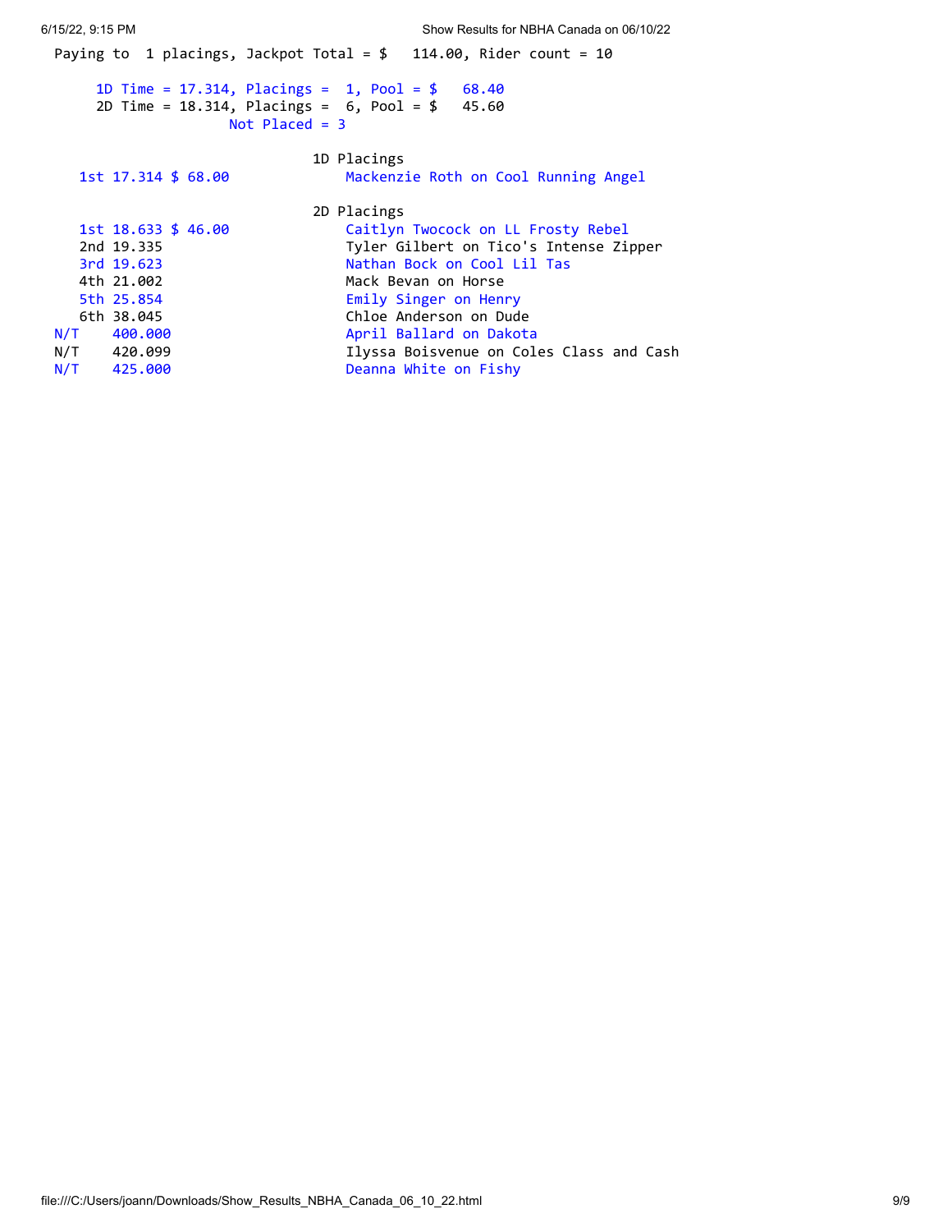Paying to 1 placings, Jackpot Total = $ 114.00, Rider count = 10

1D Time = 17.314, Placings = 1, Pool = $ 68.40
2D Time = 18.314, Placings = 6, Pool = $ 45.60
Not Placed = 3

1D Placings

| | |
|---|---|
| 1st 17.314 $ 68.00 | Mackenzie Roth on Cool Running Angel |

2D Placings

| | |
|---|---|
| 1st 18.633 $ 46.00 | Caitlyn Twocock on LL Frosty Rebel |
| 2nd 19.335 | Tyler Gilbert on Tico's Intense Zipper |
| 3rd 19.623 | Nathan Bock on Cool Lil Tas |
| 4th 21.002 | Mack Bevan on Horse |
| 5th 25.854 | Emily Singer on Henry |
| 6th 38.045 | Chloe Anderson on Dude |
| N/T 400.000 | April Ballard on Dakota |
| N/T 420.099 | Ilyssa Boisvenue on Coles Class and Cash |
| N/T 425.000 | Deanna White on Fishy |